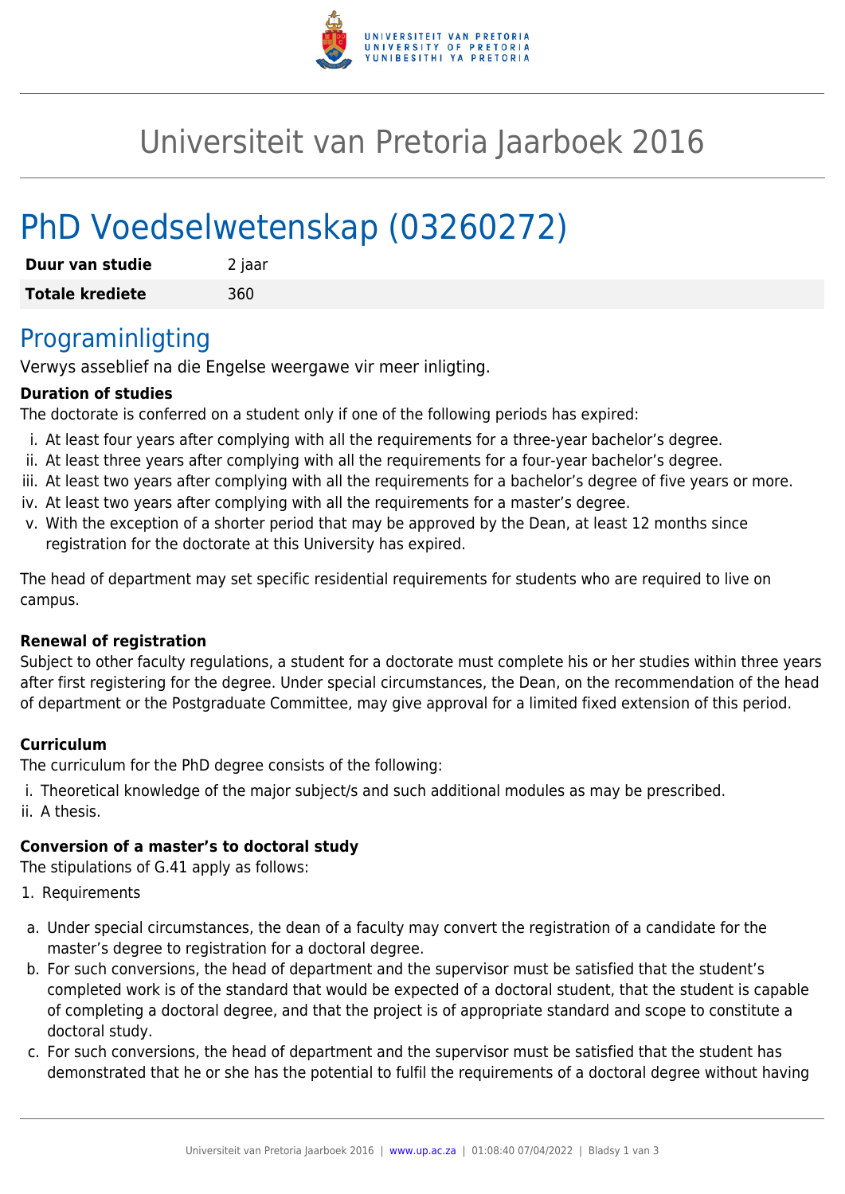# Universiteit van Pretoria Jaarboek 2016

# PhD Voedselwetenskap (03260272)

| **Duur van studie** | 2 jaar |
|---|---|
| **Totale krediete** | 360 |

## Programinligting

Verwys asseblief na die Engelse weergawe vir meer inligting.

**Duration of studies**

The doctorate is conferred on a student only if one of the following periods has expired:

i. At least four years after complying with all the requirements for a three-year bachelor's degree.
ii. At least three years after complying with all the requirements for a four-year bachelor's degree.
iii. At least two years after complying with all the requirements for a bachelor's degree of five years or more.
iv. At least two years after complying with all the requirements for a master's degree.
v. With the exception of a shorter period that may be approved by the Dean, at least 12 months since registration for the doctorate at this University has expired.

The head of department may set specific residential requirements for students who are required to live on campus.

**Renewal of registration**

Subject to other faculty regulations, a student for a doctorate must complete his or her studies within three years after first registering for the degree. Under special circumstances, the Dean, on the recommendation of the head of department or the Postgraduate Committee, may give approval for a limited fixed extension of this period.

**Curriculum**

The curriculum for the PhD degree consists of the following:

i. Theoretical knowledge of the major subject/s and such additional modules as may be prescribed.
ii. A thesis.

**Conversion of a master's to doctoral study**

The stipulations of G.41 apply as follows:

1. Requirements

a. Under special circumstances, the dean of a faculty may convert the registration of a candidate for the master's degree to registration for a doctoral degree.
b. For such conversions, the head of department and the supervisor must be satisfied that the student's completed work is of the standard that would be expected of a doctoral student, that the student is capable of completing a doctoral degree, and that the project is of appropriate standard and scope to constitute a doctoral study.
c. For such conversions, the head of department and the supervisor must be satisfied that the student has demonstrated that he or she has the potential to fulfil the requirements of a doctoral degree without having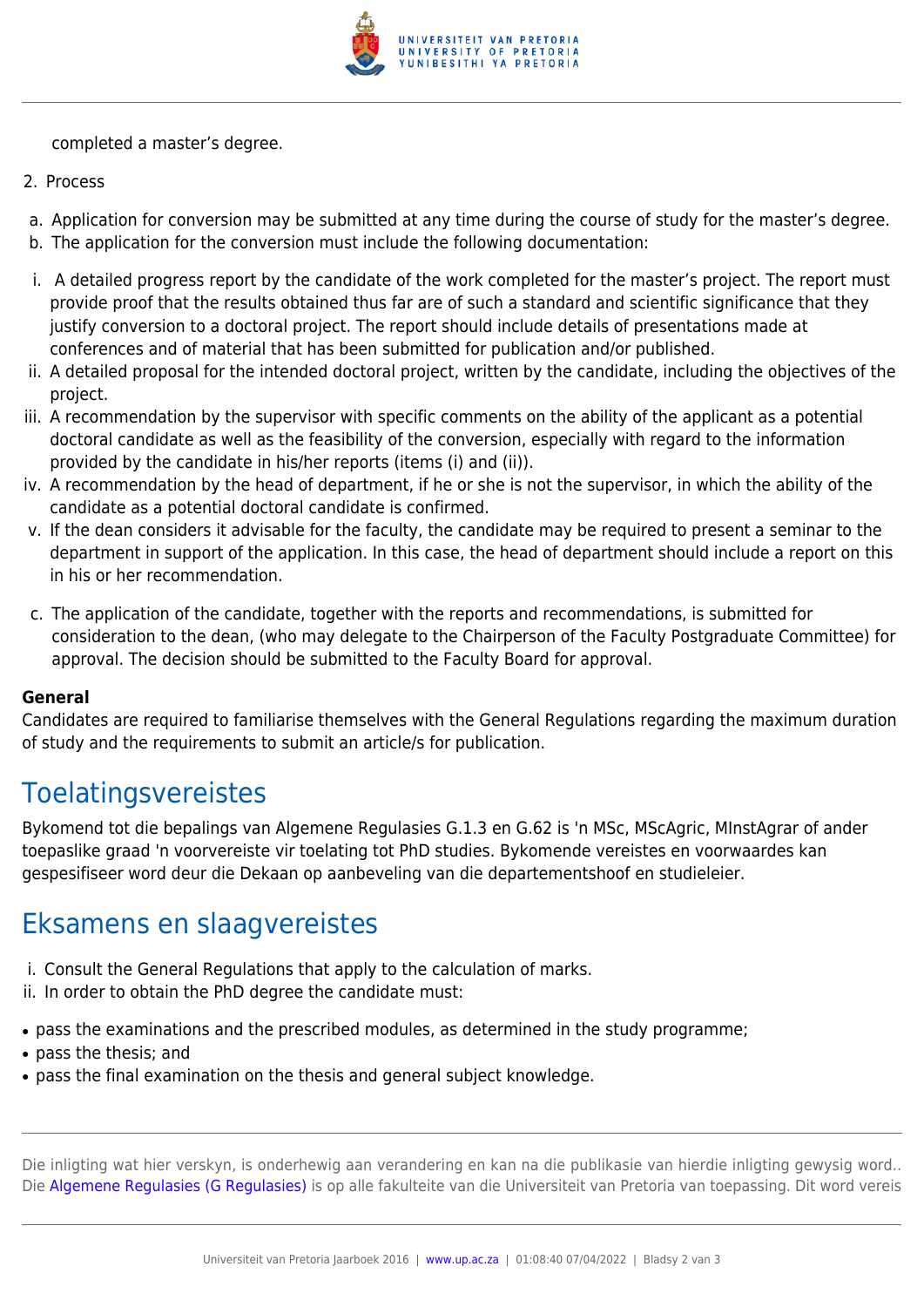completed a master's degree.

2. Process

a. Application for conversion may be submitted at any time during the course of study for the master's degree.
b. The application for the conversion must include the following documentation:

i. A detailed progress report by the candidate of the work completed for the master's project. The report must provide proof that the results obtained thus far are of such a standard and scientific significance that they justify conversion to a doctoral project. The report should include details of presentations made at conferences and of material that has been submitted for publication and/or published.
ii. A detailed proposal for the intended doctoral project, written by the candidate, including the objectives of the project.
iii. A recommendation by the supervisor with specific comments on the ability of the applicant as a potential doctoral candidate as well as the feasibility of the conversion, especially with regard to the information provided by the candidate in his/her reports (items (i) and (ii)).
iv. A recommendation by the head of department, if he or she is not the supervisor, in which the ability of the candidate as a potential doctoral candidate is confirmed.
v. If the dean considers it advisable for the faculty, the candidate may be required to present a seminar to the department in support of the application. In this case, the head of department should include a report on this in his or her recommendation.

c. The application of the candidate, together with the reports and recommendations, is submitted for consideration to the dean, (who may delegate to the Chairperson of the Faculty Postgraduate Committee) for approval. The decision should be submitted to the Faculty Board for approval.

**General**
Candidates are required to familiarise themselves with the General Regulations regarding the maximum duration of study and the requirements to submit an article/s for publication.

## Toelatingsvereistes

Bykomend tot die bepalings van Algemene Regulasies G.1.3 en G.62 is 'n MSc, MScAgric, MInstAgrar of ander toepaslike graad 'n voorvereiste vir toelating tot PhD studies. Bykomende vereistes en voorwaardes kan gespesifiseer word deur die Dekaan op aanbeveling van die departementshoof en studieleier.

## Eksamens en slaagvereistes

i. Consult the General Regulations that apply to the calculation of marks.
ii. In order to obtain the PhD degree the candidate must:

- pass the examinations and the prescribed modules, as determined in the study programme;
- pass the thesis; and
- pass the final examination on the thesis and general subject knowledge.

Die inligting wat hier verskyn, is onderhewig aan verandering en kan na die publikasie van hierdie inligting gewysig word.. Die Algemene Regulasies (G Regulasies) is op alle fakulteite van die Universiteit van Pretoria van toepassing. Dit word vereis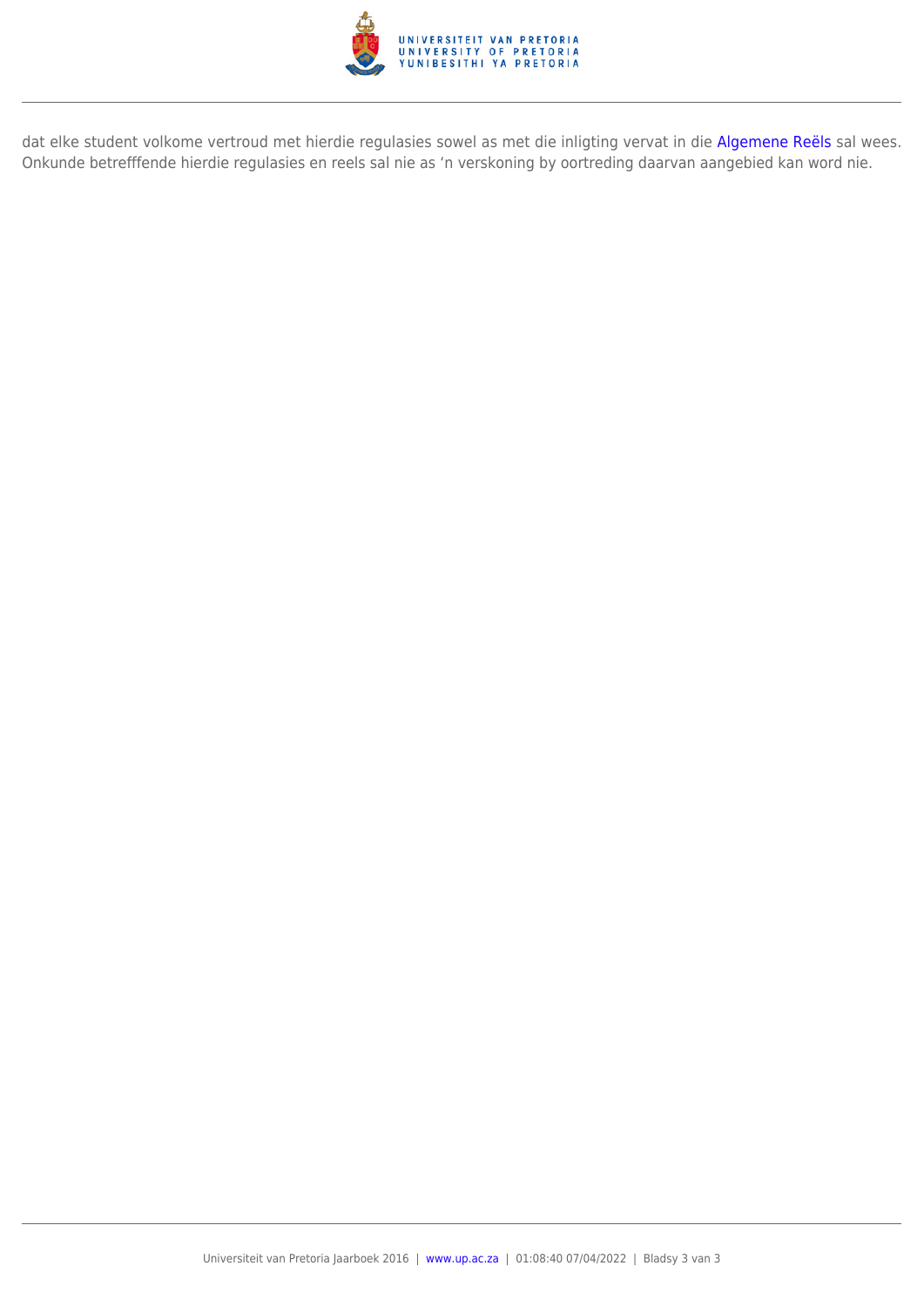dat elke student volkome vertroud met hierdie regulasies sowel as met die inligting vervat in die Algemene Reëls sal wees. Onkunde betrefffende hierdie regulasies en reels sal nie as 'n verskoning by oortreding daarvan aangebied kan word nie.